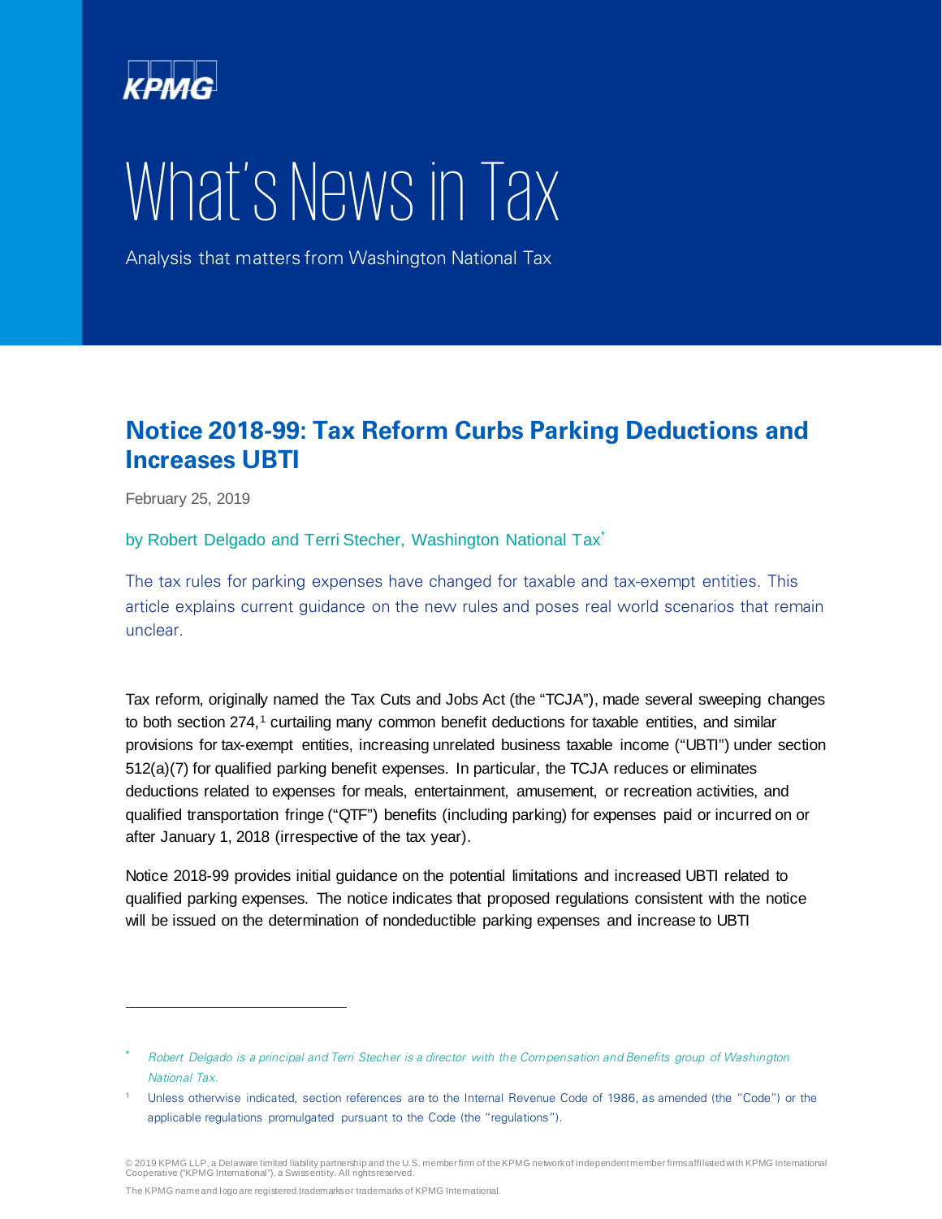KPMG

# What's News in Tax

Analysis that matters from Washington National Tax

## Notice 2018-99: Tax Reform Curbs Parking Deductions and Increases UBTI

February 25, 2019

by Robert Delgado and Terri Stecher, Washington National Tax[*]

The tax rules for parking expenses have changed for taxable and tax-exempt entities. This article explains current guidance on the new rules and poses real world scenarios that remain unclear.

Tax reform, originally named the Tax Cuts and Jobs Act (the "TCJA"), made several sweeping changes to both section 274,[1] curtailing many common benefit deductions for taxable entities, and similar provisions for tax-exempt entities, increasing unrelated business taxable income ("UBTI") under section 512(a)(7) for qualified parking benefit expenses. In particular, the TCJA reduces or eliminates deductions related to expenses for meals, entertainment, amusement, or recreation activities, and qualified transportation fringe ("QTF") benefits (including parking) for expenses paid or incurred on or after January 1, 2018 (irrespective of the tax year).

Notice 2018-99 provides initial guidance on the potential limitations and increased UBTI related to qualified parking expenses. The notice indicates that proposed regulations consistent with the notice will be issued on the determination of nondeductible parking expenses and increase to UBTI

---

[*] *Robert Delgado is a principal and Terri Stecher is a director with the Compensation and Benefits group of Washington National Tax.*

[1] Unless otherwise indicated, section references are to the Internal Revenue Code of 1986, as amended (the "Code") or the applicable regulations promulgated pursuant to the Code (the "regulations").

© 2019 KPMG LLP, a Delaware limited liability partnership and the U.S. member firm of the KPMG network of independent member firms affiliated with KPMG International Cooperative ("KPMG International"), a Swiss entity. All rights reserved.

The KPMG name and logo are registered trademarks or trademarks of KPMG International.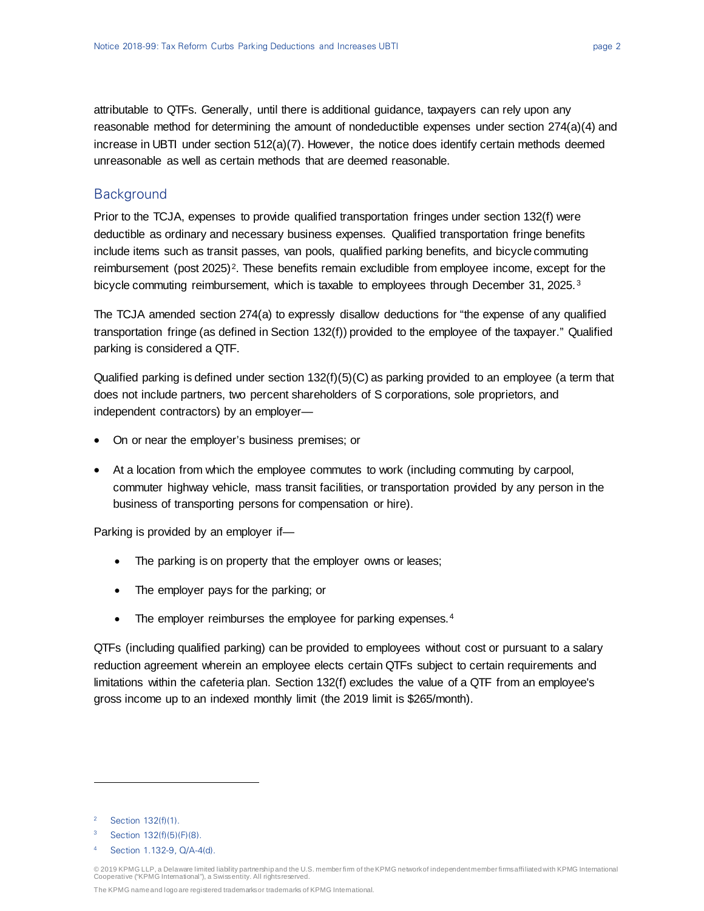attributable to QTFs. Generally, until there is additional guidance, taxpayers can rely upon any reasonable method for determining the amount of nondeductible expenses under section 274(a)(4) and increase in UBTI under section 512(a)(7). However, the notice does identify certain methods deemed unreasonable as well as certain methods that are deemed reasonable.

## Background

Prior to the TCJA, expenses to provide qualified transportation fringes under section 132(f) were deductible as ordinary and necessary business expenses. Qualified transportation fringe benefits include items such as transit passes, van pools, qualified parking benefits, and bicycle commuting reimbursement (post 2025)[2]. These benefits remain excludible from employee income, except for the bicycle commuting reimbursement, which is taxable to employees through December 31, 2025.[3]

The TCJA amended section 274(a) to expressly disallow deductions for "the expense of any qualified transportation fringe (as defined in Section 132(f)) provided to the employee of the taxpayer." Qualified parking is considered a QTF.

Qualified parking is defined under section 132(f)(5)(C) as parking provided to an employee (a term that does not include partners, two percent shareholders of S corporations, sole proprietors, and independent contractors) by an employer—

- On or near the employer's business premises; or
- At a location from which the employee commutes to work (including commuting by carpool, commuter highway vehicle, mass transit facilities, or transportation provided by any person in the business of transporting persons for compensation or hire).

Parking is provided by an employer if—

- The parking is on property that the employer owns or leases;
- The employer pays for the parking; or
- The employer reimburses the employee for parking expenses.[4]

QTFs (including qualified parking) can be provided to employees without cost or pursuant to a salary reduction agreement wherein an employee elects certain QTFs subject to certain requirements and limitations within the cafeteria plan. Section 132(f) excludes the value of a QTF from an employee's gross income up to an indexed monthly limit (the 2019 limit is $265/month).

---

[2] Section 132(f)(1).

[3] Section 132(f)(5)(F)(8).

[4] Section 1.132-9, Q/A-4(d).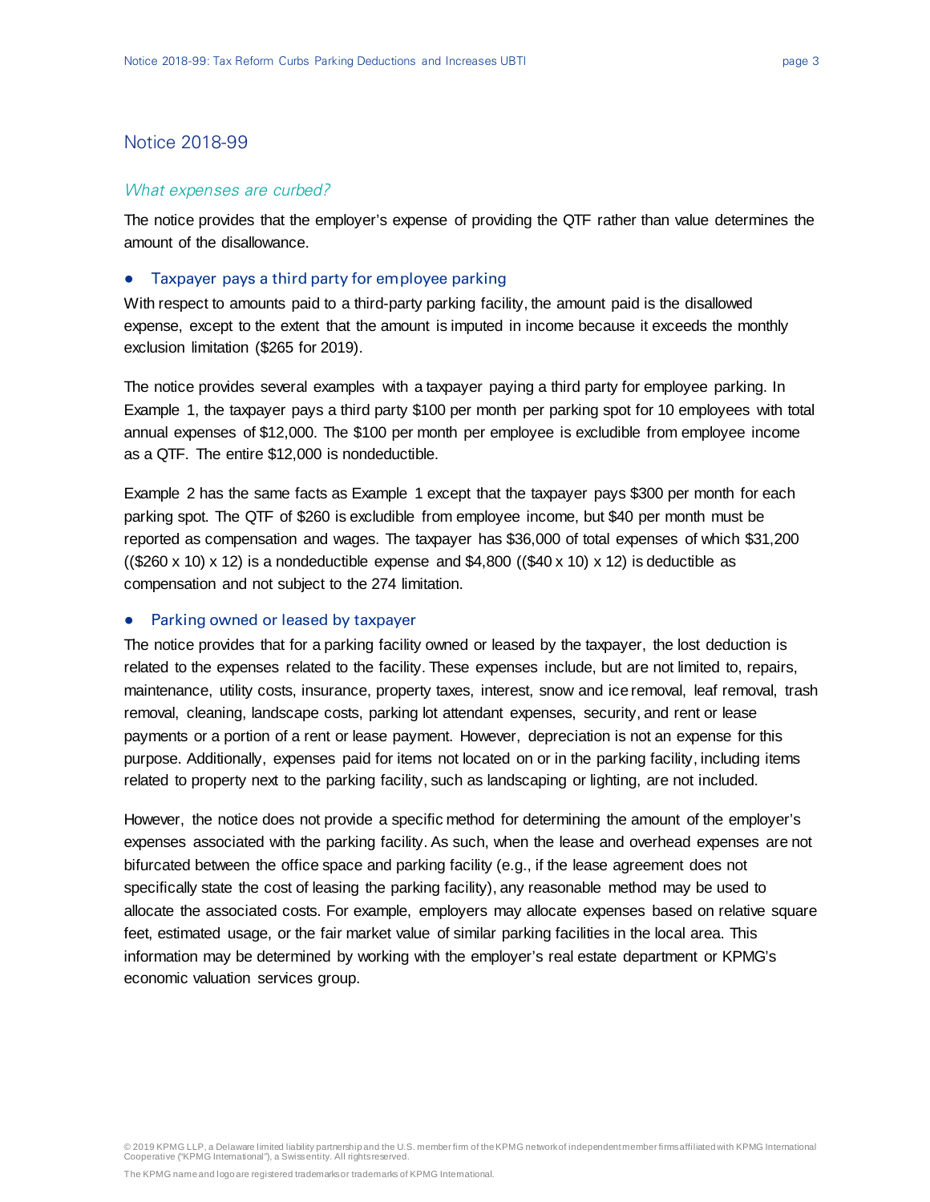## Notice 2018-99

### *What expenses are curbed?*

The notice provides that the employer's expense of providing the QTF rather than value determines the amount of the disallowance.

- **Taxpayer pays a third party for employee parking**

With respect to amounts paid to a third-party parking facility, the amount paid is the disallowed expense, except to the extent that the amount is imputed in income because it exceeds the monthly exclusion limitation ($265 for 2019).

The notice provides several examples with a taxpayer paying a third party for employee parking. In Example 1, the taxpayer pays a third party $100 per month per parking spot for 10 employees with total annual expenses of $12,000. The $100 per month per employee is excludible from employee income as a QTF. The entire $12,000 is nondeductible.

Example 2 has the same facts as Example 1 except that the taxpayer pays $300 per month for each parking spot. The QTF of $260 is excludible from employee income, but $40 per month must be reported as compensation and wages. The taxpayer has $36,000 of total expenses of which $31,200 (($260 x 10) x 12) is a nondeductible expense and $4,800 (($40 x 10) x 12) is deductible as compensation and not subject to the 274 limitation.

- **Parking owned or leased by taxpayer**

The notice provides that for a parking facility owned or leased by the taxpayer, the lost deduction is related to the expenses related to the facility. These expenses include, but are not limited to, repairs, maintenance, utility costs, insurance, property taxes, interest, snow and ice removal, leaf removal, trash removal, cleaning, landscape costs, parking lot attendant expenses, security, and rent or lease payments or a portion of a rent or lease payment. However, depreciation is not an expense for this purpose. Additionally, expenses paid for items not located on or in the parking facility, including items related to property next to the parking facility, such as landscaping or lighting, are not included.

However, the notice does not provide a specific method for determining the amount of the employer's expenses associated with the parking facility. As such, when the lease and overhead expenses are not bifurcated between the office space and parking facility (e.g., if the lease agreement does not specifically state the cost of leasing the parking facility), any reasonable method may be used to allocate the associated costs. For example, employers may allocate expenses based on relative square feet, estimated usage, or the fair market value of similar parking facilities in the local area. This information may be determined by working with the employer's real estate department or KPMG's economic valuation services group.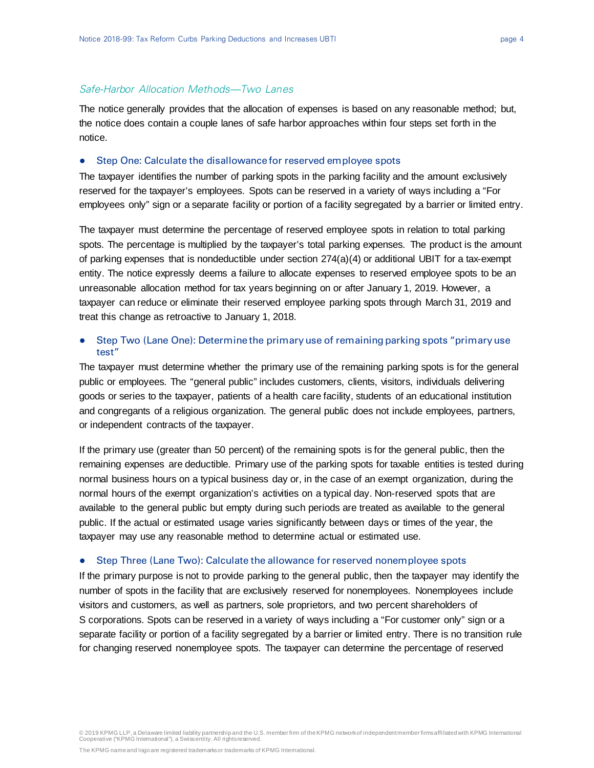### *Safe-Harbor Allocation Methods—Two Lanes*

The notice generally provides that the allocation of expenses is based on any reasonable method; but, the notice does contain a couple lanes of safe harbor approaches within four steps set forth in the notice.

- **Step One: Calculate the disallowance for reserved employee spots**

The taxpayer identifies the number of parking spots in the parking facility and the amount exclusively reserved for the taxpayer's employees. Spots can be reserved in a variety of ways including a "For employees only" sign or a separate facility or portion of a facility segregated by a barrier or limited entry.

The taxpayer must determine the percentage of reserved employee spots in relation to total parking spots. The percentage is multiplied by the taxpayer's total parking expenses. The product is the amount of parking expenses that is nondeductible under section 274(a)(4) or additional UBIT for a tax-exempt entity. The notice expressly deems a failure to allocate expenses to reserved employee spots to be an unreasonable allocation method for tax years beginning on or after January 1, 2019. However, a taxpayer can reduce or eliminate their reserved employee parking spots through March 31, 2019 and treat this change as retroactive to January 1, 2018.

- **Step Two (Lane One): Determine the primary use of remaining parking spots "primary use test"**

The taxpayer must determine whether the primary use of the remaining parking spots is for the general public or employees. The "general public" includes customers, clients, visitors, individuals delivering goods or series to the taxpayer, patients of a health care facility, students of an educational institution and congregants of a religious organization. The general public does not include employees, partners, or independent contracts of the taxpayer.

If the primary use (greater than 50 percent) of the remaining spots is for the general public, then the remaining expenses are deductible. Primary use of the parking spots for taxable entities is tested during normal business hours on a typical business day or, in the case of an exempt organization, during the normal hours of the exempt organization's activities on a typical day. Non-reserved spots that are available to the general public but empty during such periods are treated as available to the general public. If the actual or estimated usage varies significantly between days or times of the year, the taxpayer may use any reasonable method to determine actual or estimated use.

- **Step Three (Lane Two): Calculate the allowance for reserved nonemployee spots**

If the primary purpose is not to provide parking to the general public, then the taxpayer may identify the number of spots in the facility that are exclusively reserved for nonemployees. Nonemployees include visitors and customers, as well as partners, sole proprietors, and two percent shareholders of S corporations. Spots can be reserved in a variety of ways including a "For customer only" sign or a separate facility or portion of a facility segregated by a barrier or limited entry. There is no transition rule for changing reserved nonemployee spots. The taxpayer can determine the percentage of reserved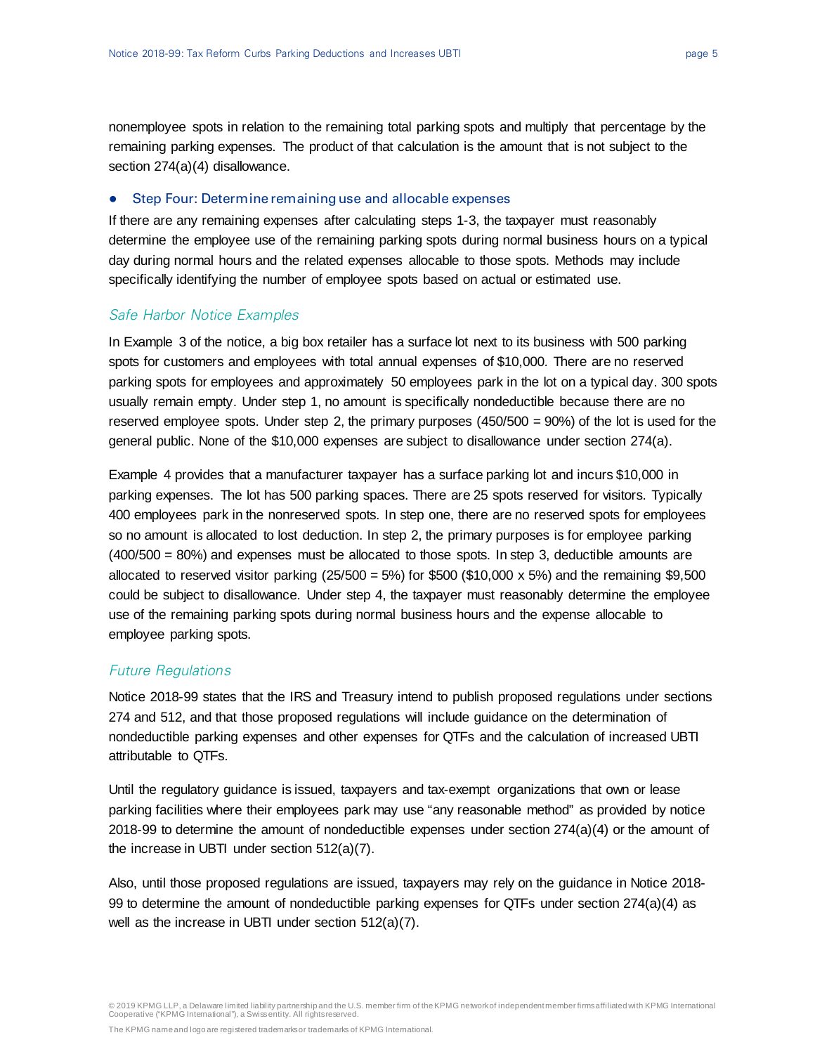nonemployee spots in relation to the remaining total parking spots and multiply that percentage by the remaining parking expenses. The product of that calculation is the amount that is not subject to the section 274(a)(4) disallowance.

- Step Four: Determine remaining use and allocable expenses

If there are any remaining expenses after calculating steps 1-3, the taxpayer must reasonably determine the employee use of the remaining parking spots during normal business hours on a typical day during normal hours and the related expenses allocable to those spots. Methods may include specifically identifying the number of employee spots based on actual or estimated use.

### *Safe Harbor Notice Examples*

In Example 3 of the notice, a big box retailer has a surface lot next to its business with 500 parking spots for customers and employees with total annual expenses of $10,000. There are no reserved parking spots for employees and approximately 50 employees park in the lot on a typical day. 300 spots usually remain empty. Under step 1, no amount is specifically nondeductible because there are no reserved employee spots. Under step 2, the primary purposes (450/500 = 90%) of the lot is used for the general public. None of the $10,000 expenses are subject to disallowance under section 274(a).

Example 4 provides that a manufacturer taxpayer has a surface parking lot and incurs $10,000 in parking expenses. The lot has 500 parking spaces. There are 25 spots reserved for visitors. Typically 400 employees park in the nonreserved spots. In step one, there are no reserved spots for employees so no amount is allocated to lost deduction. In step 2, the primary purposes is for employee parking (400/500 = 80%) and expenses must be allocated to those spots. In step 3, deductible amounts are allocated to reserved visitor parking (25/500 = 5%) for $500 ($10,000 x 5%) and the remaining $9,500 could be subject to disallowance. Under step 4, the taxpayer must reasonably determine the employee use of the remaining parking spots during normal business hours and the expense allocable to employee parking spots.

### *Future Regulations*

Notice 2018-99 states that the IRS and Treasury intend to publish proposed regulations under sections 274 and 512, and that those proposed regulations will include guidance on the determination of nondeductible parking expenses and other expenses for QTFs and the calculation of increased UBTI attributable to QTFs.

Until the regulatory guidance is issued, taxpayers and tax-exempt organizations that own or lease parking facilities where their employees park may use "any reasonable method" as provided by notice 2018-99 to determine the amount of nondeductible expenses under section 274(a)(4) or the amount of the increase in UBTI under section 512(a)(7).

Also, until those proposed regulations are issued, taxpayers may rely on the guidance in Notice 2018-99 to determine the amount of nondeductible parking expenses for QTFs under section 274(a)(4) as well as the increase in UBTI under section 512(a)(7).

© 2019 KPMG LLP, a Delaware limited liability partnership and the U.S. member firm of the KPMG network of independent member firms affiliated with KPMG International Cooperative ("KPMG International"), a Swiss entity. All rights reserved.

The KPMG name and logo are registered trademarks or trademarks of KPMG International.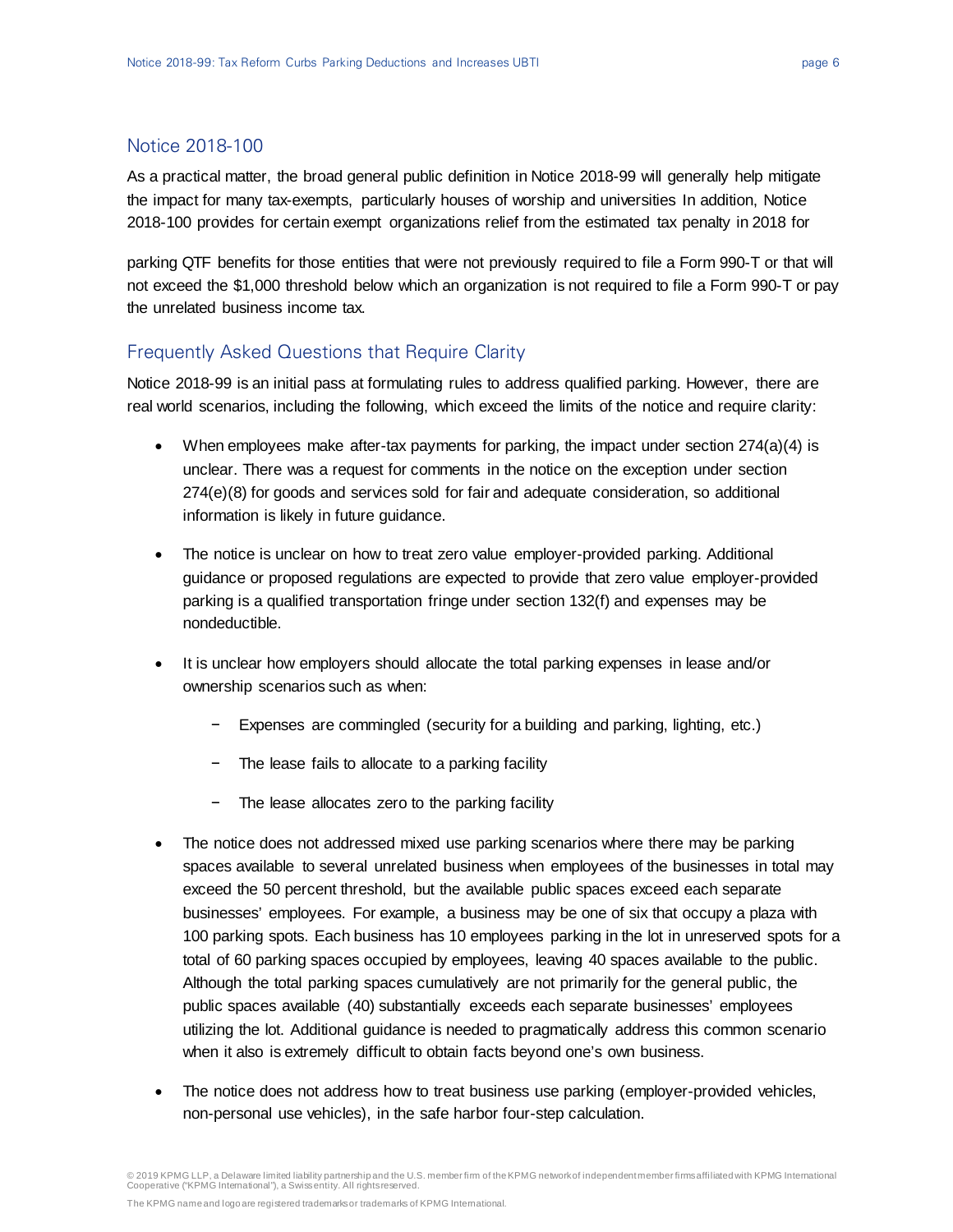## Notice 2018-100

As a practical matter, the broad general public definition in Notice 2018-99 will generally help mitigate the impact for many tax-exempts, particularly houses of worship and universities In addition, Notice 2018-100 provides for certain exempt organizations relief from the estimated tax penalty in 2018 for

parking QTF benefits for those entities that were not previously required to file a Form 990-T or that will not exceed the $1,000 threshold below which an organization is not required to file a Form 990-T or pay the unrelated business income tax.

## Frequently Asked Questions that Require Clarity

Notice 2018-99 is an initial pass at formulating rules to address qualified parking. However, there are real world scenarios, including the following, which exceed the limits of the notice and require clarity:

- When employees make after-tax payments for parking, the impact under section 274(a)(4) is unclear. There was a request for comments in the notice on the exception under section 274(e)(8) for goods and services sold for fair and adequate consideration, so additional information is likely in future guidance.
- The notice is unclear on how to treat zero value employer-provided parking. Additional guidance or proposed regulations are expected to provide that zero value employer-provided parking is a qualified transportation fringe under section 132(f) and expenses may be nondeductible.
- It is unclear how employers should allocate the total parking expenses in lease and/or ownership scenarios such as when:
  - Expenses are commingled (security for a building and parking, lighting, etc.)
  - The lease fails to allocate to a parking facility
  - The lease allocates zero to the parking facility
- The notice does not addressed mixed use parking scenarios where there may be parking spaces available to several unrelated business when employees of the businesses in total may exceed the 50 percent threshold, but the available public spaces exceed each separate businesses' employees. For example, a business may be one of six that occupy a plaza with 100 parking spots. Each business has 10 employees parking in the lot in unreserved spots for a total of 60 parking spaces occupied by employees, leaving 40 spaces available to the public. Although the total parking spaces cumulatively are not primarily for the general public, the public spaces available (40) substantially exceeds each separate businesses' employees utilizing the lot. Additional guidance is needed to pragmatically address this common scenario when it also is extremely difficult to obtain facts beyond one's own business.
- The notice does not address how to treat business use parking (employer-provided vehicles, non-personal use vehicles), in the safe harbor four-step calculation.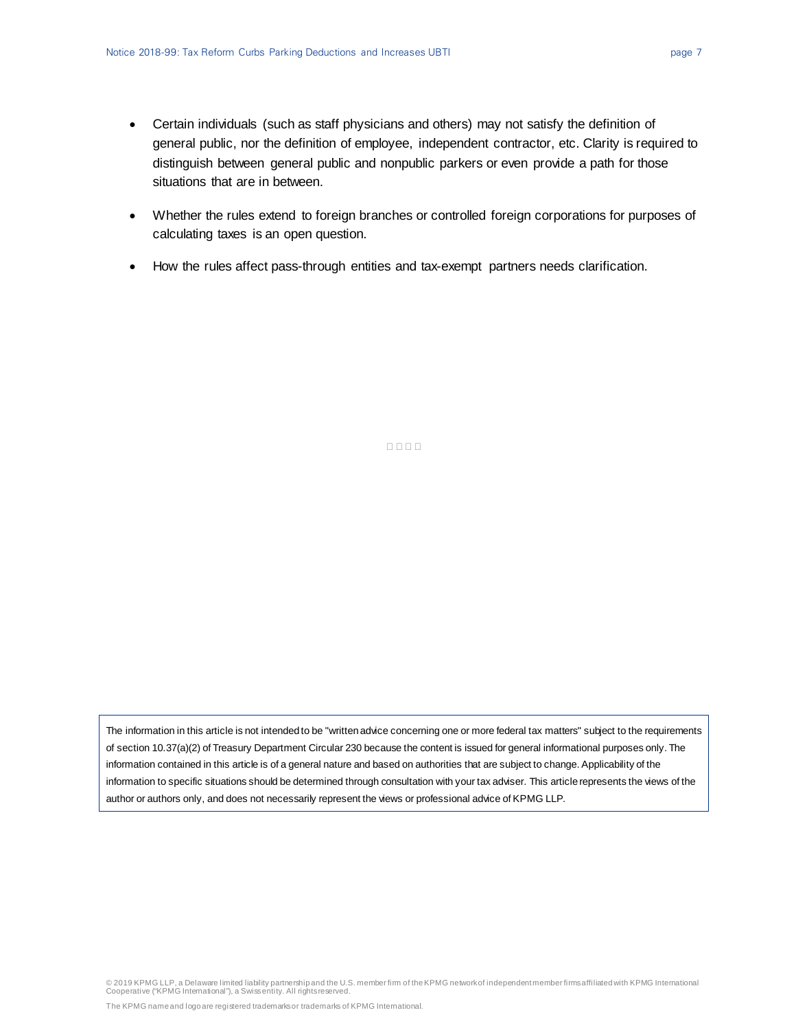- Certain individuals (such as staff physicians and others) may not satisfy the definition of general public, nor the definition of employee, independent contractor, etc. Clarity is required to distinguish between general public and nonpublic parkers or even provide a path for those situations that are in between.
- Whether the rules extend to foreign branches or controlled foreign corporations for purposes of calculating taxes is an open question.
- How the rules affect pass-through entities and tax-exempt partners needs clarification.

The information in this article is not intended to be "written advice concerning one or more federal tax matters" subject to the requirements of section 10.37(a)(2) of Treasury Department Circular 230 because the content is issued for general informational purposes only. The information contained in this article is of a general nature and based on authorities that are subject to change. Applicability of the information to specific situations should be determined through consultation with your tax adviser. This article represents the views of the author or authors only, and does not necessarily represent the views or professional advice of KPMG LLP.

© 2019 KPMG LLP, a Delaware limited liability partnership and the U.S. member firm of the KPMG network of independent member firms affiliated with KPMG International Cooperative ("KPMG International"), a Swiss entity. All rights reserved.

The KPMG name and logo are registered trademarks or trademarks of KPMG International.